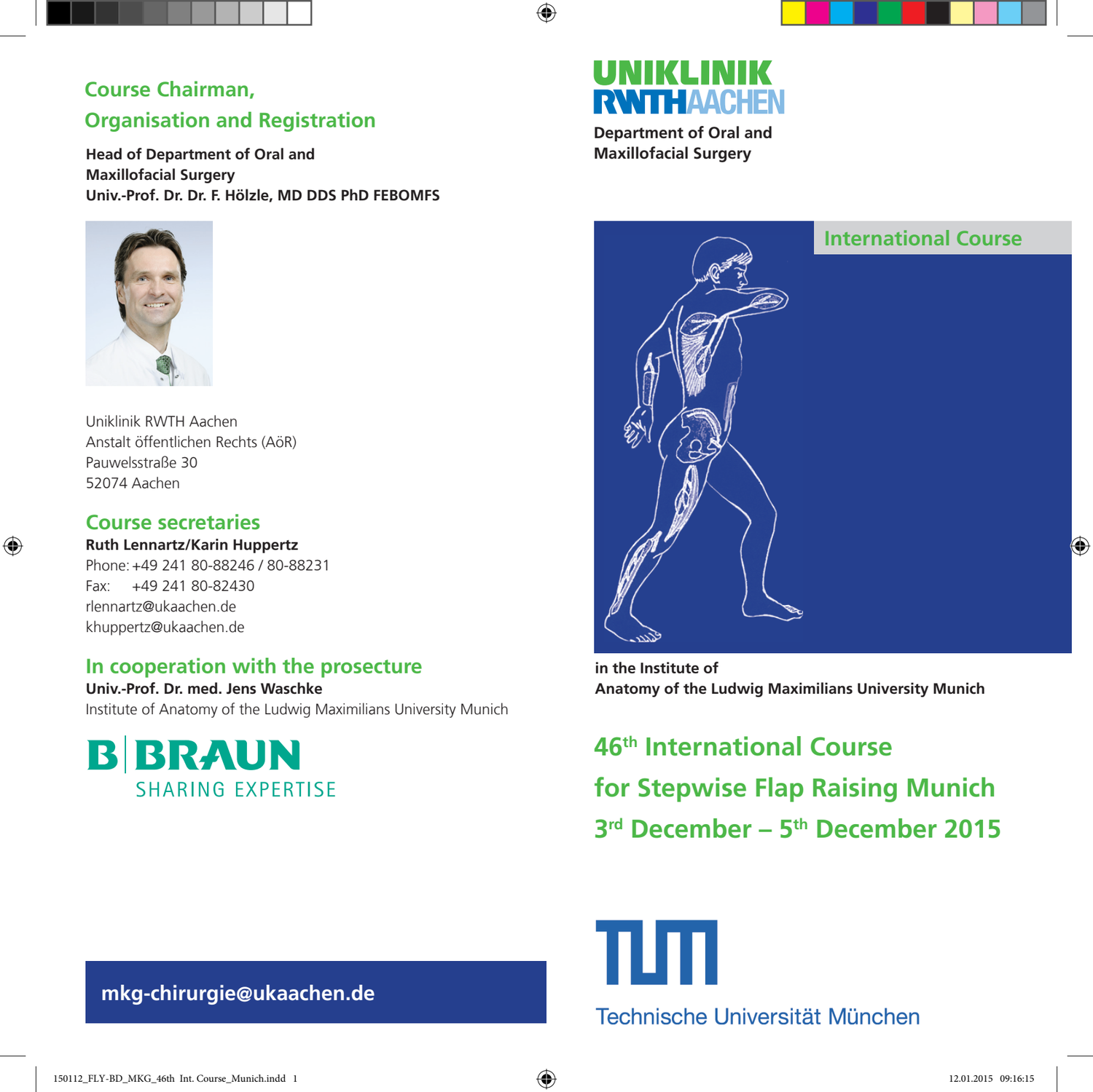## Course Chairman, Organisation and Registration

**Head of Department of Oral and Maxillofacial Surgery**
**Univ.-Prof. Dr. Dr. F. Hölzle, MD DDS PhD FEBOMFS**

Uniklinik RWTH Aachen
Anstalt öffentlichen Rechts (AöR)
Pauwelsstraße 30
52074 Aachen

## Course secretaries

**Ruth Lennartz/Karin Huppertz**
Phone: +49 241 80-88246 / 80-88231
Fax: +49 241 80-82430
rlennartz@ukaachen.de
khuppertz@ukaachen.de

## In cooperation with the prosecture

**Univ.-Prof. Dr. med. Jens Waschke**
Institute of Anatomy of the Ludwig Maximilians University Munich

B | BRAUN
SHARING EXPERTISE

**mkg-chirurgie@ukaachen.de**

UNIKLINIK
RWTHAACHEN

**Department of Oral and Maxillofacial Surgery**

International Course

**in the Institute of Anatomy of the Ludwig Maximilians University Munich**

# 46th International Course for Stepwise Flap Raising Munich 3rd December – 5th December 2015

TUM
Technische Universität München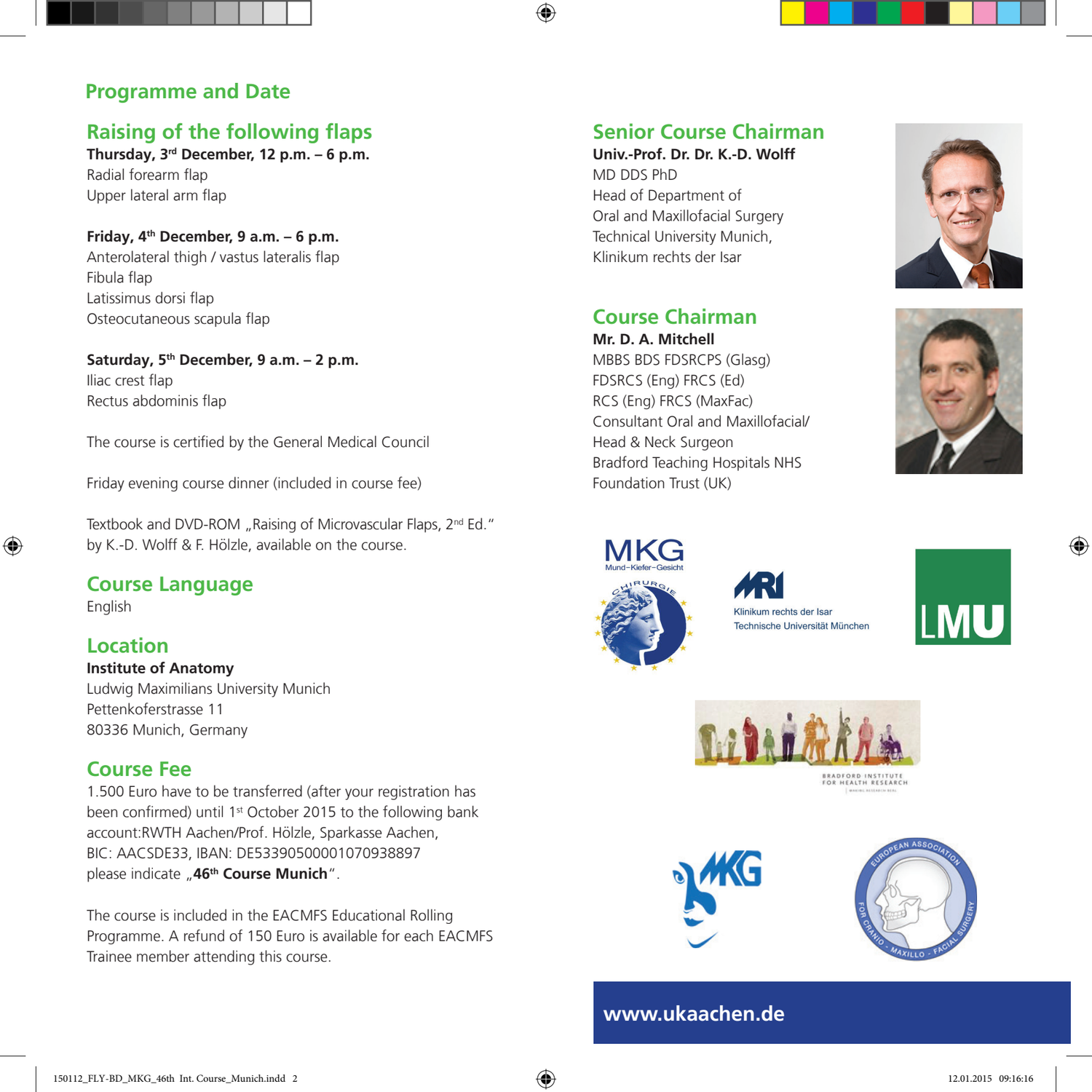## Programme and Date

### Raising of the following flaps

**Thursday, 3rd December, 12 p.m. – 6 p.m.**
Radial forearm flap
Upper lateral arm flap

**Friday, 4th December, 9 a.m. – 6 p.m.**
Anterolateral thigh / vastus lateralis flap
Fibula flap
Latissimus dorsi flap
Osteocutaneous scapula flap

**Saturday, 5th December, 9 a.m. – 2 p.m.**
Iliac crest flap
Rectus abdominis flap

The course is certified by the General Medical Council

Friday evening course dinner (included in course fee)

Textbook and DVD-ROM „Raising of Microvascular Flaps, 2nd Ed."
by K.-D. Wolff & F. Hölzle, available on the course.

### Course Language

English

### Location

**Institute of Anatomy**
Ludwig Maximilians University Munich
Pettenkoferstrasse 11
80336 Munich, Germany

### Course Fee

1.500 Euro have to be transferred (after your registration has been confirmed) until 1st October 2015 to the following bank account:RWTH Aachen/Prof. Hölzle, Sparkasse Aachen,
BIC: AACSDE33, IBAN: DE53390500001070938897
please indicate „**46th Course Munich**".

The course is included in the EACMFS Educational Rolling Programme. A refund of 150 Euro is available for each EACMFS Trainee member attending this course.

### Senior Course Chairman

**Univ.-Prof. Dr. Dr. K.-D. Wolff**
MD DDS PhD
Head of Department of
Oral and Maxillofacial Surgery
Technical University Munich,
Klinikum rechts der Isar

### Course Chairman

**Mr. D. A. Mitchell**
MBBS BDS FDSRCPS (Glasg)
FDSRCS (Eng) FRCS (Ed)
RCS (Eng) FRCS (MaxFac)
Consultant Oral and Maxillofacial/
Head & Neck Surgeon
Bradford Teaching Hospitals NHS
Foundation Trust (UK)

MKG Mund-Kiefer-Gesicht Chirurgie

MRI Klinikum rechts der Isar Technische Universität München

LMU

Bradford Institute for Health Research

MKG

European Association for Cranio-Maxillo-Facial Surgery

**www.ukaachen.de**